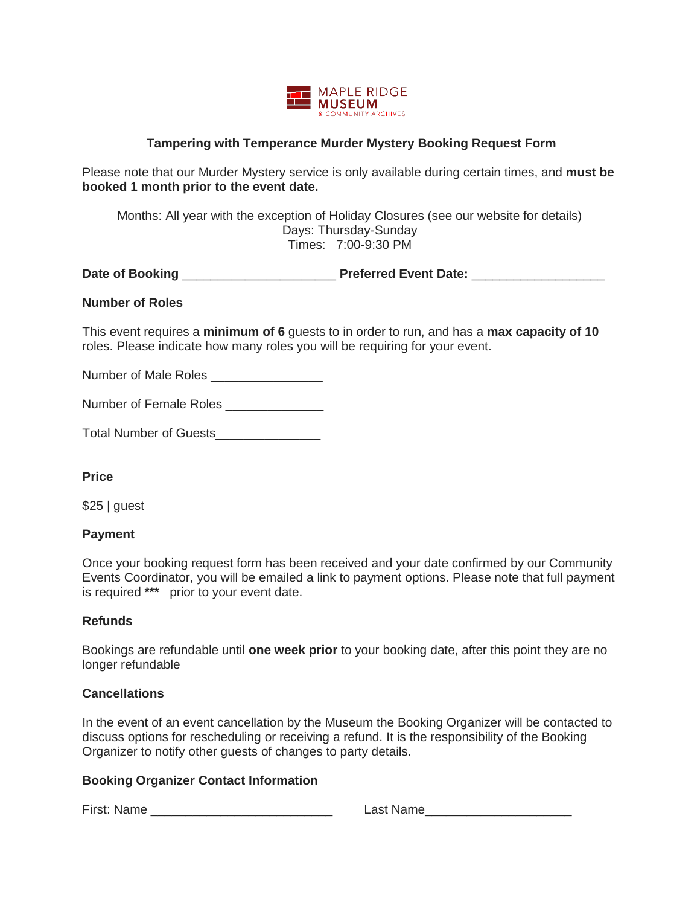MAPLE RIDGE
MUSEUM
& COMMUNITY ARCHIVES

## Tampering with Temperance Murder Mystery Booking Request Form

Please note that our Murder Mystery service is only available during certain times, and **must be booked 1 month prior to the event date.**

Months: All year with the exception of Holiday Closures (see our website for details)
Days: Thursday-Sunday
Times: 7:00-9:30 PM

**Date of Booking** ______________________ **Preferred Event Date:**___________________

### Number of Roles

This event requires a **minimum of 6** guests to in order to run, and has a **max capacity of 10** roles. Please indicate how many roles you will be requiring for your event.

Number of Male Roles ________________

Number of Female Roles ______________

Total Number of Guests_______________

### Price

$25 | guest

### Payment

Once your booking request form has been received and your date confirmed by our Community Events Coordinator, you will be emailed a link to payment options. Please note that full payment is required **\*\*\*** prior to your event date.

### Refunds

Bookings are refundable until **one week prior** to your booking date, after this point they are no longer refundable

### Cancellations

In the event of an event cancellation by the Museum the Booking Organizer will be contacted to discuss options for rescheduling or receiving a refund. It is the responsibility of the Booking Organizer to notify other guests of changes to party details.

### Booking Organizer Contact Information

First: Name __________________________ Last Name_____________________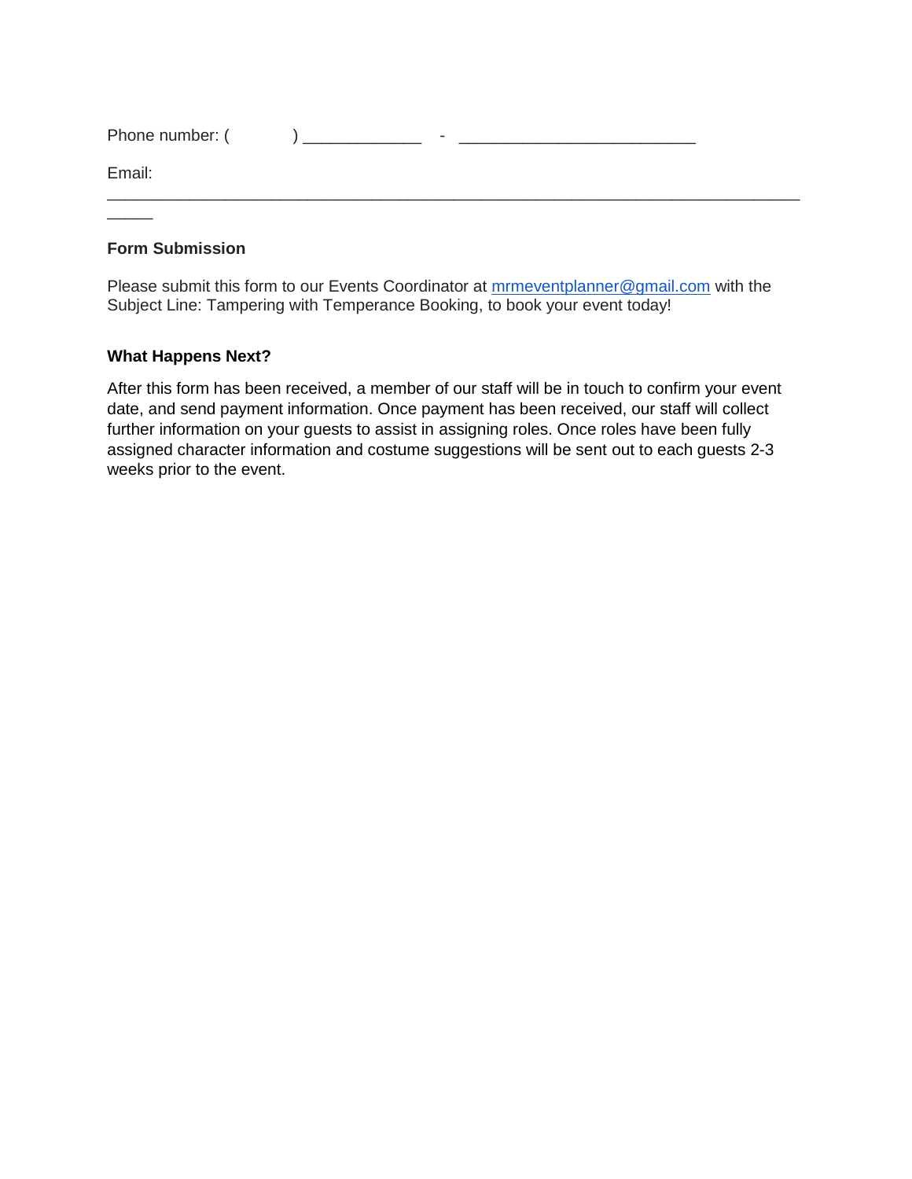Phone number: (          ) _____________   -   __________________________

Email: ______________________________________________________________________________

**Form Submission**

Please submit this form to our Events Coordinator at [mrmeventplanner@gmail.com](mailto:mrmeventplanner@gmail.com) with the Subject Line: Tampering with Temperance Booking, to book your event today!

**What Happens Next?**

After this form has been received, a member of our staff will be in touch to confirm your event date, and send payment information. Once payment has been received, our staff will collect further information on your guests to assist in assigning roles. Once roles have been fully assigned character information and costume suggestions will be sent out to each guests 2-3 weeks prior to the event.